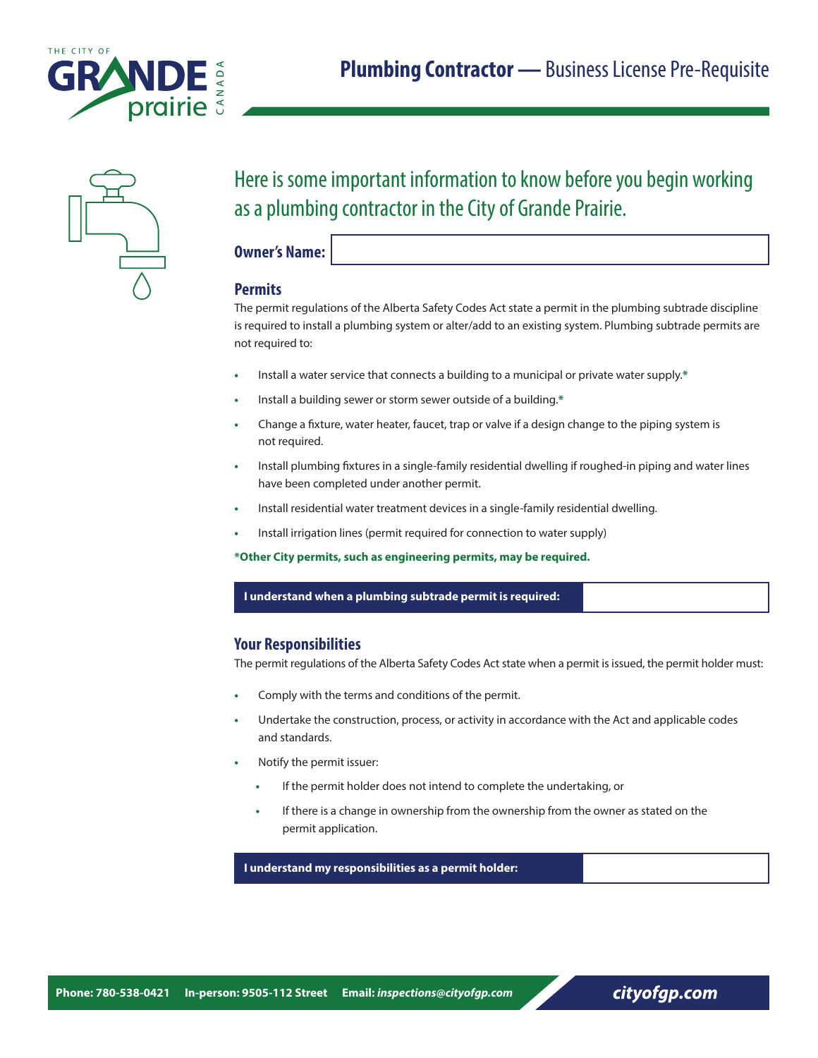# Plumbing Contractor — Business License Pre-Requisite

## Here is some important information to know before you begin working as a plumbing contractor in the City of Grande Prairie.

**Owner's Name:** 

### Permits

The permit regulations of the Alberta Safety Codes Act state a permit in the plumbing subtrade discipline is required to install a plumbing system or alter/add to an existing system. Plumbing subtrade permits are not required to:

- Install a water service that connects a building to a municipal or private water supply.*
- Install a building sewer or storm sewer outside of a building.*
- Change a fixture, water heater, faucet, trap or valve if a design change to the piping system is not required.
- Install plumbing fixtures in a single-family residential dwelling if roughed-in piping and water lines have been completed under another permit.
- Install residential water treatment devices in a single-family residential dwelling.
- Install irrigation lines (permit required for connection to water supply)

***Other City permits, such as engineering permits, may be required.**

| I understand when a plumbing subtrade permit is required: | |
|---|---|

### Your Responsibilities

The permit regulations of the Alberta Safety Codes Act state when a permit is issued, the permit holder must:

- Comply with the terms and conditions of the permit.
- Undertake the construction, process, or activity in accordance with the Act and applicable codes and standards.
- Notify the permit issuer:
  - If the permit holder does not intend to complete the undertaking, or
  - If there is a change in ownership from the ownership from the owner as stated on the permit application.

| I understand my responsibilities as a permit holder: | |
|---|---|

**Phone: 780-538-0421 In-person: 9505-112 Street Email:** ***inspections@cityofgp.com*** ***cityofgp.com***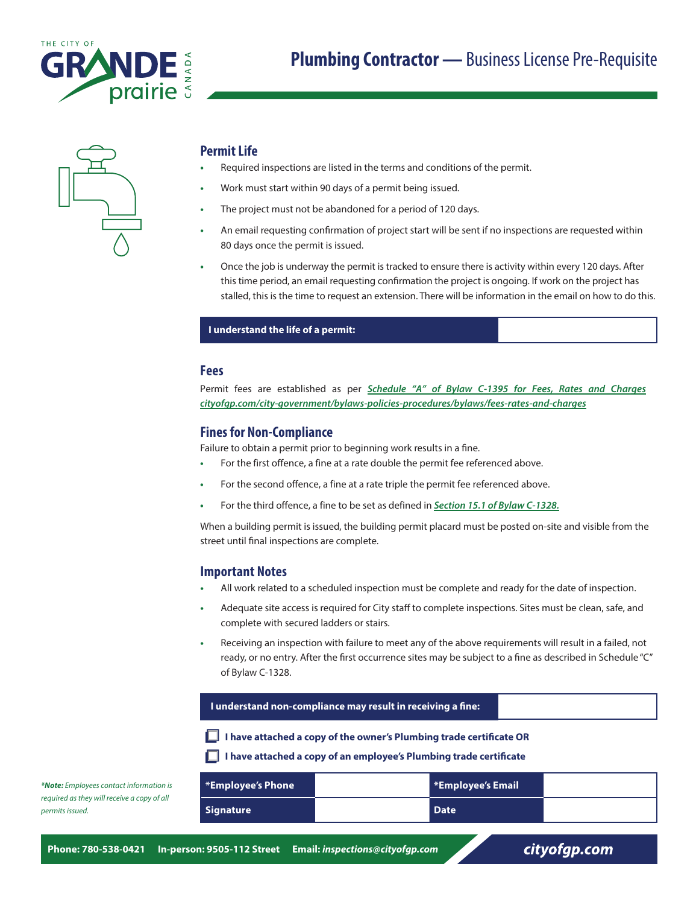# Plumbing Contractor — Business License Pre-Requisite

## Permit Life

- Required inspections are listed in the terms and conditions of the permit.
- Work must start within 90 days of a permit being issued.
- The project must not be abandoned for a period of 120 days.
- An email requesting confirmation of project start will be sent if no inspections are requested within 80 days once the permit is issued.
- Once the job is underway the permit is tracked to ensure there is activity within every 120 days. After this time period, an email requesting confirmation the project is ongoing. If work on the project has stalled, this is the time to request an extension. There will be information in the email on how to do this.

| | |
|---|---|
| **I understand the life of a permit:** | |

## Fees

Permit fees are established as per ***Schedule "A" of Bylaw C-1395 for Fees, Rates and Charges cityofgp.com/city-government/bylaws-policies-procedures/bylaws/fees-rates-and-charges***

## Fines for Non-Compliance

Failure to obtain a permit prior to beginning work results in a fine.

- For the first offence, a fine at a rate double the permit fee referenced above.
- For the second offence, a fine at a rate triple the permit fee referenced above.
- For the third offence, a fine to be set as defined in ***Section 15.1 of Bylaw C-1328.***

When a building permit is issued, the building permit placard must be posted on-site and visible from the street until final inspections are complete.

## Important Notes

- All work related to a scheduled inspection must be complete and ready for the date of inspection.
- Adequate site access is required for City staff to complete inspections. Sites must be clean, safe, and complete with secured ladders or stairs.
- Receiving an inspection with failure to meet any of the above requirements will result in a failed, not ready, or no entry. After the first occurrence sites may be subject to a fine as described in Schedule "C" of Bylaw C-1328.

| | |
|---|---|
| **I understand non-compliance may result in receiving a fine:** | |

☐ **I have attached a copy of the owner's Plumbing trade certificate OR**

☐ **I have attached a copy of an employee's Plumbing trade certificate**

| | | | |
|---|---|---|---|
| **\*Employee's Phone** | | **\*Employee's Email** | |
| **Signature** | | **Date** | |

****Note:** Employees contact information is required as they will receive a copy of all permits issued.*

**Phone: 780-538-0421 In-person: 9505-112 Street Email: *inspections@cityofgp.com*** ***cityofgp.com***